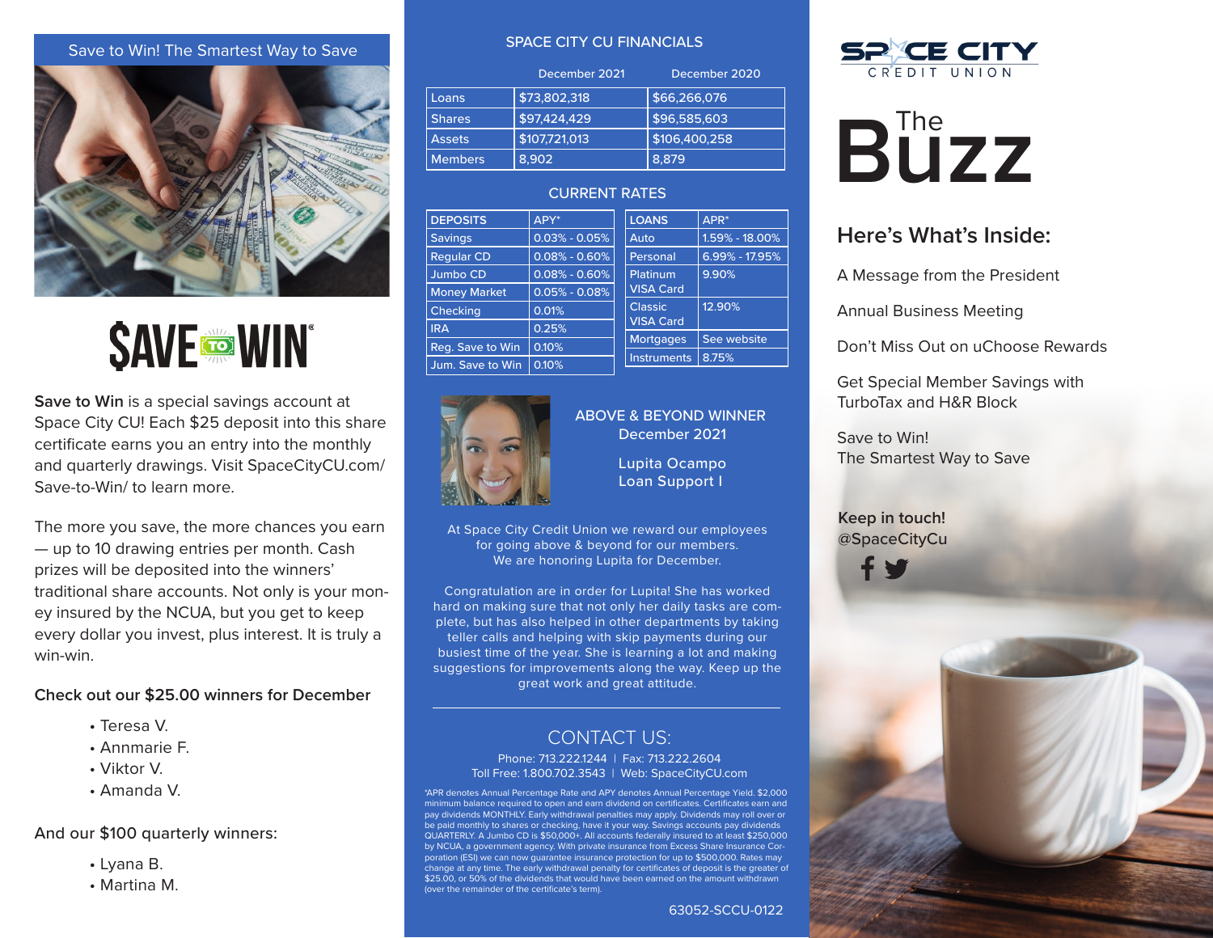## Save to Win! The Smartest Way to Save

**$AVE TO WIN**

**Save to Win** is a special savings account at Space City CU! Each $25 deposit into this share certificate earns you an entry into the monthly and quarterly drawings. Visit SpaceCityCU.com/Save-to-Win/ to learn more.

The more you save, the more chances you earn — up to 10 drawing entries per month. Cash prizes will be deposited into the winners' traditional share accounts. Not only is your money insured by the NCUA, but you get to keep every dollar you invest, plus interest. It is truly a win-win.

Check out our $25.00 winners for December

- Teresa V.
- Annmarie F.
- Viktor V.
- Amanda V.

And our $100 quarterly winners:

- Lyana B.
- Martina M.

## SPACE CITY CU FINANCIALS

| | December 2021 | December 2020 |
|---|---|---|
| Loans | $73,802,318 | $66,266,076 |
| Shares | $97,424,429 | $96,585,603 |
| Assets | $107,721,013 | $106,400,258 |
| Members | 8,902 | 8,879 |

## CURRENT RATES

| DEPOSITS | APY* |
|---|---|
| Savings | 0.03% - 0.05% |
| Regular CD | 0.08% - 0.60% |
| Jumbo CD | 0.08% - 0.60% |
| Money Market | 0.05% - 0.08% |
| Checking | 0.01% |
| IRA | 0.25% |
| Reg. Save to Win | 0.10% |
| Jum. Save to Win | 0.10% |

| LOANS | APR* |
|---|---|
| Auto | 1.59% - 18.00% |
| Personal | 6.99% - 17.95% |
| Platinum VISA Card | 9.90% |
| Classic VISA Card | 12.90% |
| Mortgages | See website |
| Instruments | 8.75% |

## ABOVE & BEYOND WINNER

December 2021

Lupita Ocampo
Loan Support I

At Space City Credit Union we reward our employees for going above & beyond for our members. We are honoring Lupita for December.

Congratulation are in order for Lupita! She has worked hard on making sure that not only her daily tasks are complete, but has also helped in other departments by taking teller calls and helping with skip payments during our busiest time of the year. She is learning a lot and making suggestions for improvements along the way. Keep up the great work and great attitude.

## CONTACT US:

Phone: 713.222.1244 | Fax: 713.222.2604
Toll Free: 1.800.702.3543 | Web: SpaceCityCU.com

*APR denotes Annual Percentage Rate and APY denotes Annual Percentage Yield. $2,000 minimum balance required to open and earn dividend on certificates. Certificates earn and pay dividends MONTHLY. Early withdrawal penalties may apply. Dividends may roll over or be paid monthly to shares or checking, have it your way. Savings accounts pay dividends QUARTERLY. A Jumbo CD is $50,000+. All accounts federally insured to at least $250,000 by NCUA, a government agency. With private insurance from Excess Share Insurance Corporation (ESI) we can now guarantee insurance protection for up to $500,000. Rates may change at any time. The early withdrawal penalty for certificates of deposit is the greater of $25.00, or 50% of the dividends that would have been earned on the amount withdrawn (over the remainder of the certificate's term).

63052-SCCU-0122

SPACE CITY CREDIT UNION

# The Buzz

## Here's What's Inside:

A Message from the President

Annual Business Meeting

Don't Miss Out on uChoose Rewards

Get Special Member Savings with TurboTax and H&R Block

Save to Win! The Smartest Way to Save

**Keep in touch!**
@SpaceCityCu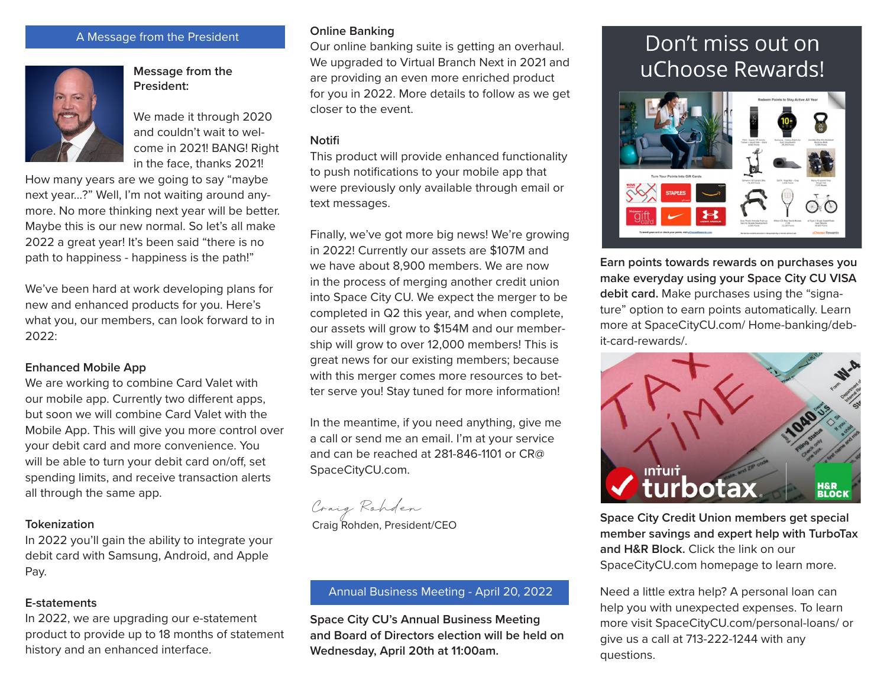## A Message from the President

**Message from the President:**

We made it through 2020 and couldn't wait to welcome in 2021! BANG! Right in the face, thanks 2021! How many years are we going to say "maybe next year...?" Well, I'm not waiting around anymore. No more thinking next year will be better. Maybe this is our new normal. So let's all make 2022 a great year! It's been said "there is no path to happiness - happiness is the path!"

We've been hard at work developing plans for new and enhanced products for you. Here's what you, our members, can look forward to in 2022:

**Enhanced Mobile App**

We are working to combine Card Valet with our mobile app. Currently two different apps, but soon we will combine Card Valet with the Mobile App. This will give you more control over your debit card and more convenience. You will be able to turn your debit card on/off, set spending limits, and receive transaction alerts all through the same app.

**Tokenization**

In 2022 you'll gain the ability to integrate your debit card with Samsung, Android, and Apple Pay.

**E-statements**

In 2022, we are upgrading our e-statement product to provide up to 18 months of statement history and an enhanced interface.

**Online Banking**

Our online banking suite is getting an overhaul. We upgraded to Virtual Branch Next in 2021 and are providing an even more enriched product for you in 2022. More details to follow as we get closer to the event.

**Notifi**

This product will provide enhanced functionality to push notifications to your mobile app that were previously only available through email or text messages.

Finally, we've got more big news! We're growing in 2022! Currently our assets are $107M and we have about 8,900 members. We are now in the process of merging another credit union into Space City CU. We expect the merger to be completed in Q2 this year, and when complete, our assets will grow to $154M and our membership will grow to over 12,000 members! This is great news for our existing members; because with this merger comes more resources to better serve you! Stay tuned for more information!

In the meantime, if you need anything, give me a call or send me an email. I'm at your service and can be reached at 281-846-1101 or CR@SpaceCityCU.com.

Craig Rohden

Craig Rohden, President/CEO

## Annual Business Meeting - April 20, 2022

**Space City CU's Annual Business Meeting and Board of Directors election will be held on Wednesday, April 20th at 11:00am.**

## Don't miss out on uChoose Rewards!

**Earn points towards rewards on purchases you make everyday using your Space City CU VISA debit card.** Make purchases using the "signature" option to earn points automatically. Learn more at SpaceCityCU.com/ Home-banking/debit-card-rewards/.

**Space City Credit Union members get special member savings and expert help with TurboTax and H&R Block.** Click the link on our SpaceCityCU.com homepage to learn more.

Need a little extra help? A personal loan can help you with unexpected expenses. To learn more visit SpaceCityCU.com/personal-loans/ or give us a call at 713-222-1244 with any questions.